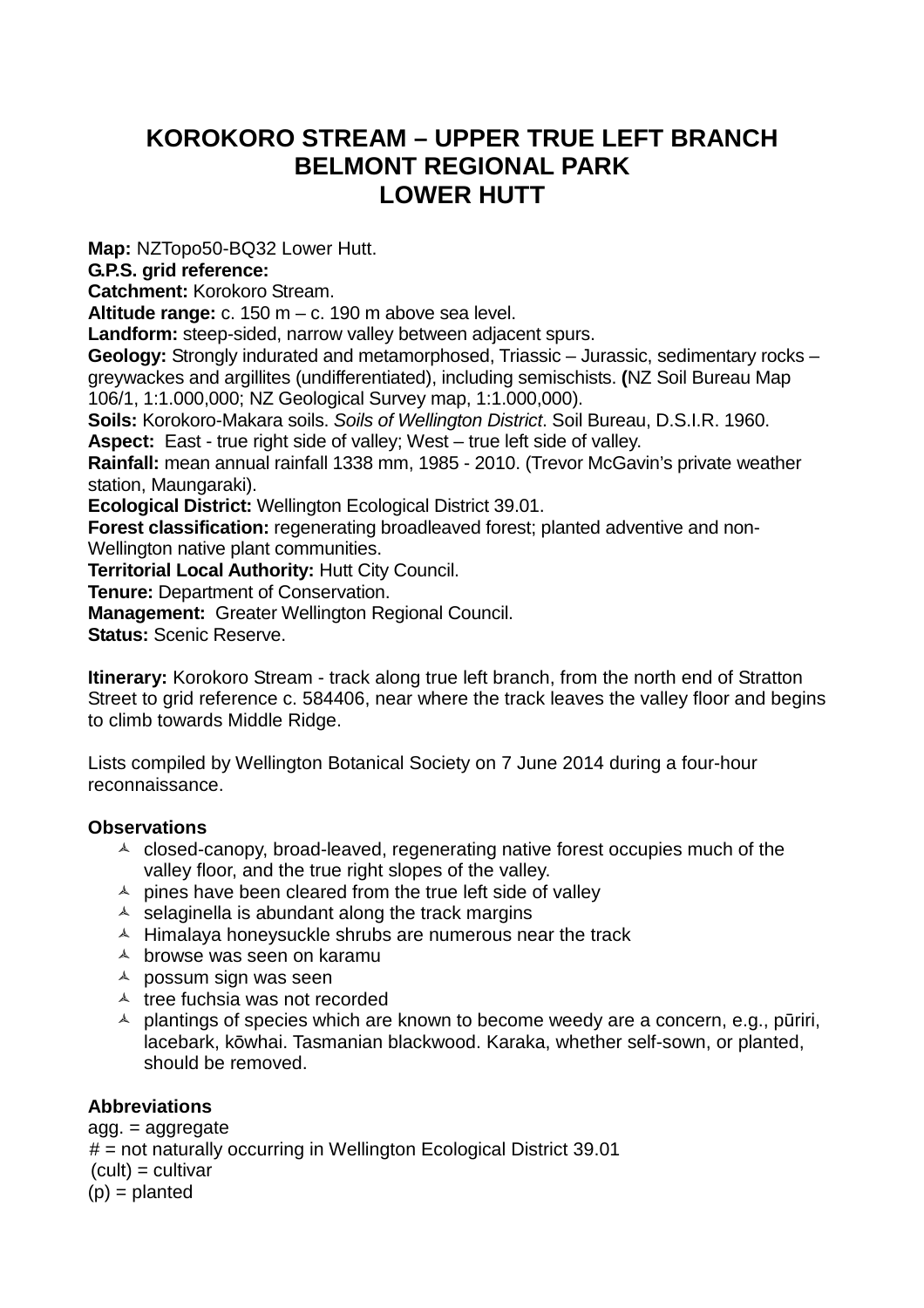# KOROKORO STREAM – UPPER TRUE LEFT BRANCH
# BELMONT REGIONAL PARK
# LOWER HUTT

**Map:** NZTopo50-BQ32 Lower Hutt.
**G.P.S. grid reference:**
**Catchment:** Korokoro Stream.
**Altitude range:** c. 150 m – c. 190 m above sea level.
**Landform:** steep-sided, narrow valley between adjacent spurs.
**Geology:** Strongly indurated and metamorphosed, Triassic – Jurassic, sedimentary rocks – greywackes and argillites (undifferentiated), including semischists. **(**NZ Soil Bureau Map 106/1, 1:1.000,000; NZ Geological Survey map, 1:1.000,000).
**Soils:** Korokoro-Makara soils. *Soils of Wellington District*. Soil Bureau, D.S.I.R. 1960.
**Aspect:** East - true right side of valley; West – true left side of valley.
**Rainfall:** mean annual rainfall 1338 mm, 1985 - 2010. (Trevor McGavin's private weather station, Maungaraki).
**Ecological District:** Wellington Ecological District 39.01.
**Forest classification:** regenerating broadleaved forest; planted adventive and non-Wellington native plant communities.
**Territorial Local Authority:** Hutt City Council.
**Tenure:** Department of Conservation.
**Management:** Greater Wellington Regional Council.
**Status:** Scenic Reserve.

**Itinerary:** Korokoro Stream - track along true left branch, from the north end of Stratton Street to grid reference c. 584406, near where the track leaves the valley floor and begins to climb towards Middle Ridge.

Lists compiled by Wellington Botanical Society on 7 June 2014 during a four-hour reconnaissance.

**Observations**

- closed-canopy, broad-leaved, regenerating native forest occupies much of the valley floor, and the true right slopes of the valley.
- pines have been cleared from the true left side of valley
- selaginella is abundant along the track margins
- Himalaya honeysuckle shrubs are numerous near the track
- browse was seen on karamu
- possum sign was seen
- tree fuchsia was not recorded
- plantings of species which are known to become weedy are a concern, e.g., pūriri, lacebark, kōwhai. Tasmanian blackwood. Karaka, whether self-sown, or planted, should be removed.

**Abbreviations**
agg. = aggregate
# = not naturally occurring in Wellington Ecological District 39.01
(cult) = cultivar
(p) = planted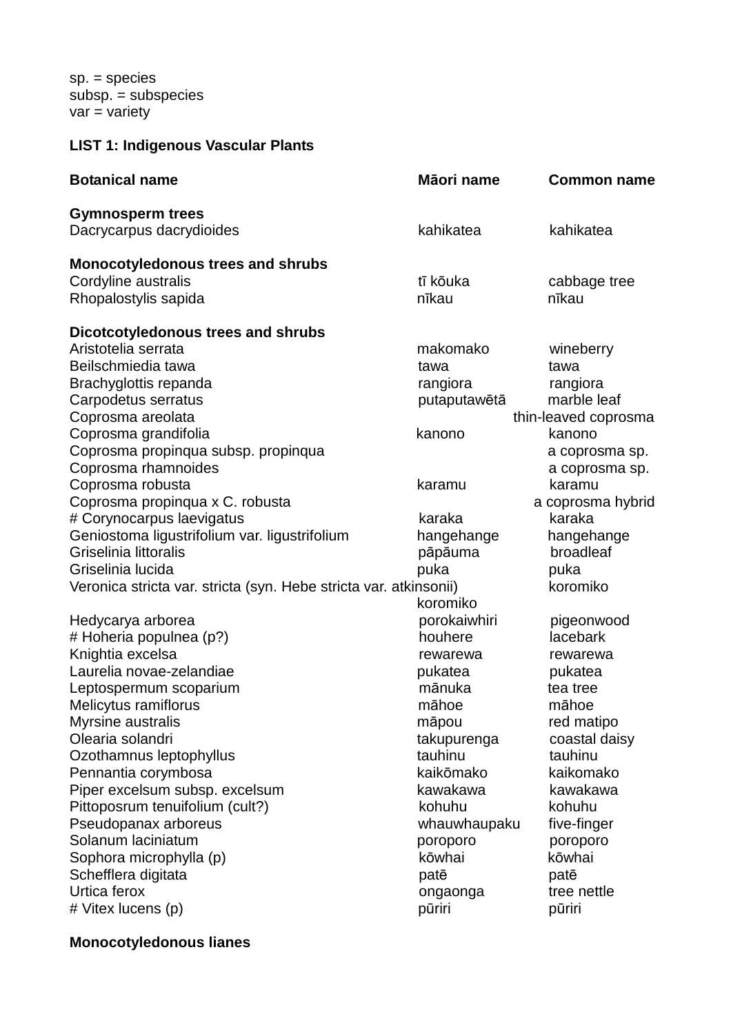sp. = species
subsp. = subspecies
var = variety

**LIST 1: Indigenous Vascular Plants**

| Botanical name | Māori name | Common name |
|---|---|---|
| **Gymnosperm trees** | | |
| Dacrycarpus dacrydioides | kahikatea | kahikatea |
| **Monocotyledonous trees and shrubs** | | |
| Cordyline australis | tī kōuka | cabbage tree |
| Rhopalostylis sapida | nīkau | nīkau |
| **Dicotcotyledonous trees and shrubs** | | |
| Aristotelia serrata | makomako | wineberry |
| Beilschmiedia tawa | tawa | tawa |
| Brachyglottis repanda | rangiora | rangiora |
| Carpodetus serratus | putaputawētā | marble leaf |
| Coprosma areolata | | thin-leaved coprosma |
| Coprosma grandifolia | kanono | kanono |
| Coprosma propinqua subsp. propinqua | | a coprosma sp. |
| Coprosma rhamnoides | | a coprosma sp. |
| Coprosma robusta | karamu | karamu |
| Coprosma propinqua x C. robusta | | a coprosma hybrid |
| # Corynocarpus laevigatus | karaka | karaka |
| Geniostoma ligustrifolium var. ligustrifolium | hangehange | hangehange |
| Griselinia littoralis | pāpāuma | broadleaf |
| Griselinia lucida | puka | puka |
| Veronica stricta var. stricta (syn. Hebe stricta var. atkinsonii) | koromiko | koromiko |
| Hedycarya arborea | porokaiwhiri | pigeonwood |
| # Hoheria populnea (p?) | houhere | lacebark |
| Knightia excelsa | rewarewa | rewarewa |
| Laurelia novae-zelandiae | pukatea | pukatea |
| Leptospermum scoparium | mānuka | tea tree |
| Melicytus ramiflorus | māhoe | māhoe |
| Myrsine australis | māpou | red matipo |
| Olearia solandri | takupurenga | coastal daisy |
| Ozothamnus leptophyllus | tauhinu | tauhinu |
| Pennantia corymbosa | kaikōmako | kaikomako |
| Piper excelsum subsp. excelsum | kawakawa | kawakawa |
| Pittoposrum tenuifolium (cult?) | kohuhu | kohuhu |
| Pseudopanax arboreus | whauwhaupaku | five-finger |
| Solanum laciniatum | poroporo | poroporo |
| Sophora microphylla (p) | kōwhai | kōwhai |
| Schefflera digitata | patē | patē |
| Urtica ferox | ongaonga | tree nettle |
| # Vitex lucens (p) | pūriri | pūriri |

**Monocotyledonous lianes**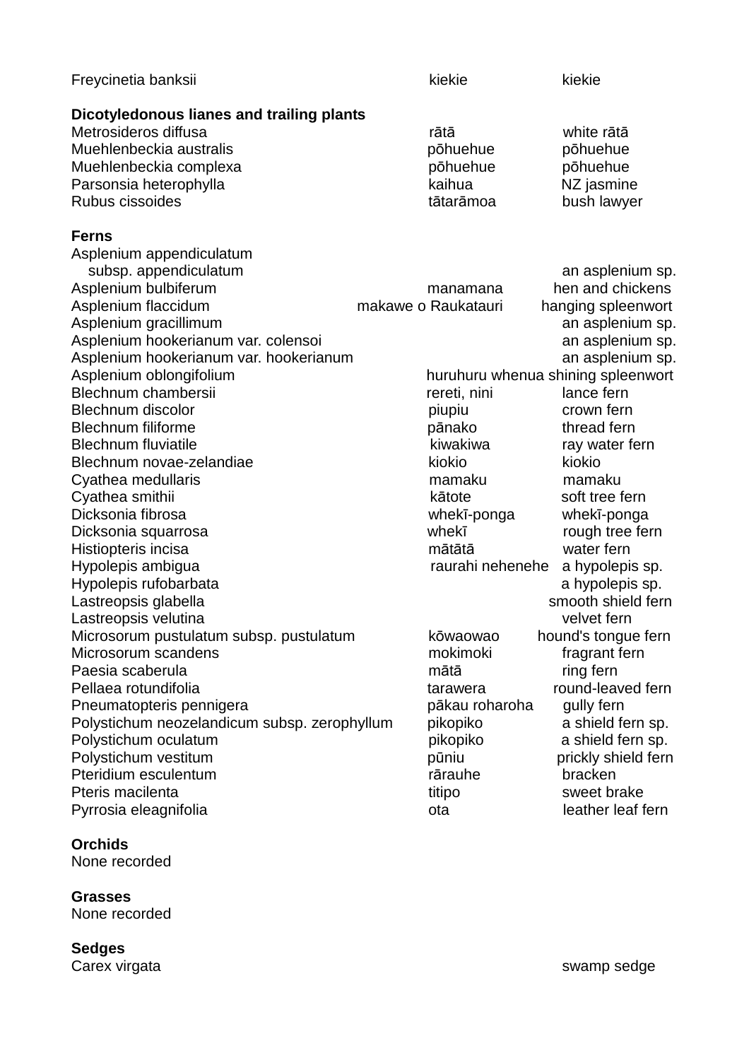| | | |
|---|---|---|
| Freycinetia banksii | kiekie | kiekie |

**Dicotyledonous lianes and trailing plants**

| | | |
|---|---|---|
| Metrosideros diffusa | rātā | white rātā |
| Muehlenbeckia australis | pōhuehue | pōhuehue |
| Muehlenbeckia complexa | pōhuehue | pōhuehue |
| Parsonsia heterophylla | kaihua | NZ jasmine |
| Rubus cissoides | tātarāmoa | bush lawyer |

**Ferns**

| | | |
|---|---|---|
| Asplenium appendiculatum subsp. appendiculatum | | an asplenium sp. |
| Asplenium bulbiferum | manamana | hen and chickens |
| Asplenium flaccidum | makawe o Raukatauri | hanging spleenwort |
| Asplenium gracillimum | | an asplenium sp. |
| Asplenium hookerianum var. colensoi | | an asplenium sp. |
| Asplenium hookerianum var. hookerianum | | an asplenium sp. |
| Asplenium oblongifolium | huruhuru whenua | shining spleenwort |
| Blechnum chambersii | rereti, nini | lance fern |
| Blechnum discolor | piupiu | crown fern |
| Blechnum filiforme | pānako | thread fern |
| Blechnum fluviatile | kiwakiwa | ray water fern |
| Blechnum novae-zelandiae | kiokio | kiokio |
| Cyathea medullaris | mamaku | mamaku |
| Cyathea smithii | kātote | soft tree fern |
| Dicksonia fibrosa | whekī-ponga | whekī-ponga |
| Dicksonia squarrosa | whekī | rough tree fern |
| Histiopteris incisa | mātātā | water fern |
| Hypolepis ambigua | raurahi nehenehe | a hypolepis sp. |
| Hypolepis rufobarbata | | a hypolepis sp. |
| Lastreopsis glabella | | smooth shield fern |
| Lastreopsis velutina | | velvet fern |
| Microsorum pustulatum subsp. pustulatum | kōwaowao | hound's tongue fern |
| Microsorum scandens | mokimoki | fragrant fern |
| Paesia scaberula | mātā | ring fern |
| Pellaea rotundifolia | tarawera | round-leaved fern |
| Pneumatopteris pennigera | pākau roharoha | gully fern |
| Polystichum neozelandicum subsp. zerophyllum | pikopiko | a shield fern sp. |
| Polystichum oculatum | pikopiko | a shield fern sp. |
| Polystichum vestitum | pūniu | prickly shield fern |
| Pteridium esculentum | rārauhe | bracken |
| Pteris macilenta | titipo | sweet brake |
| Pyrrosia eleagnifolia | ota | leather leaf fern |

**Orchids**

None recorded

**Grasses**

None recorded

**Sedges**

| | | |
|---|---|---|
| Carex virgata | | swamp sedge |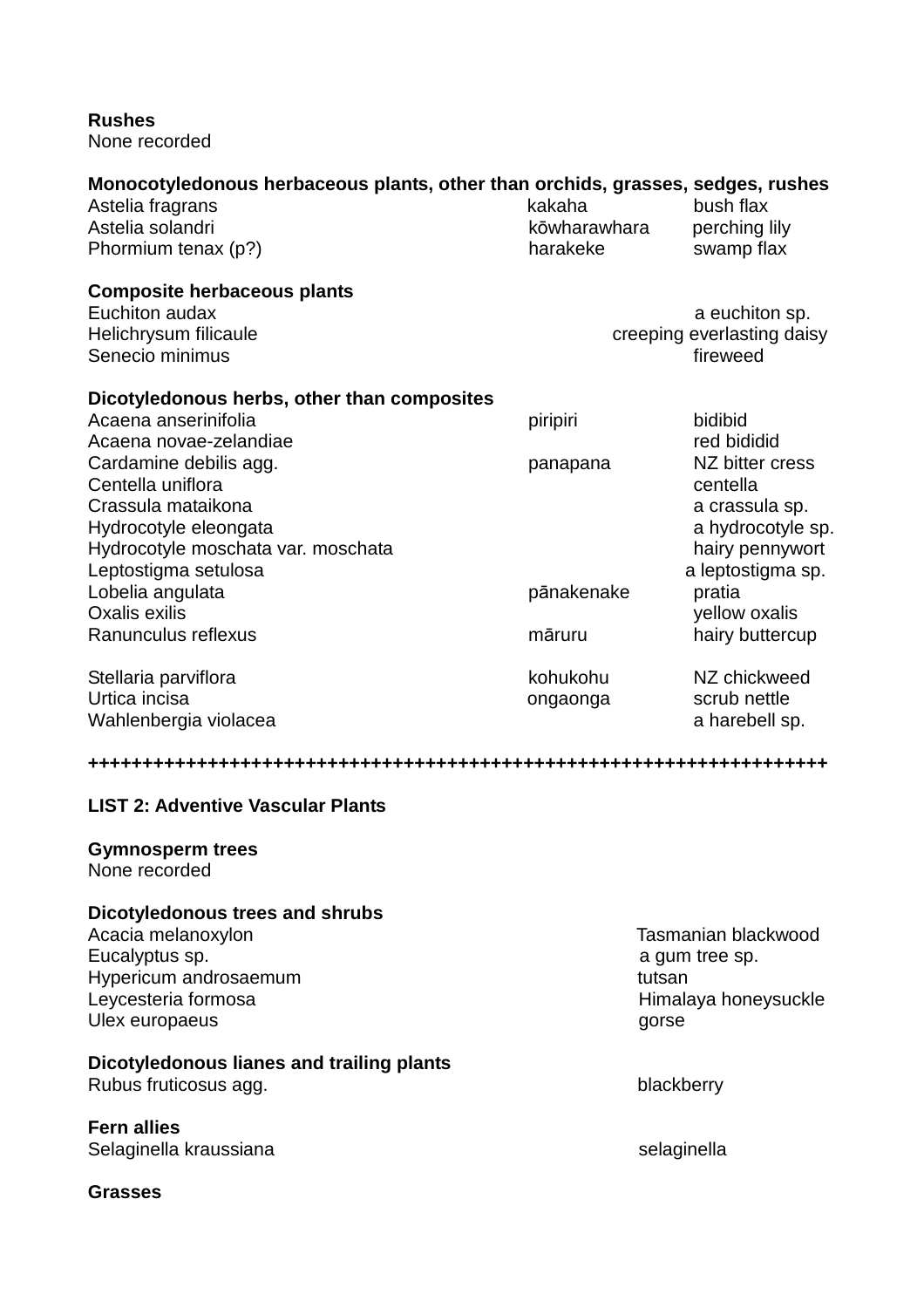**Rushes**
None recorded

**Monocotyledonous herbaceous plants, other than orchids, grasses, sedges, rushes**

| | | |
|---|---|---|
| Astelia fragrans | kakaha | bush flax |
| Astelia solandri | kōwharawhara | perching lily |
| Phormium tenax (p?) | harakeke | swamp flax |

**Composite herbaceous plants**

| | | |
|---|---|---|
| Euchiton audax | | a euchiton sp. |
| Helichrysum filicaule | | creeping everlasting daisy |
| Senecio minimus | | fireweed |

**Dicotyledonous herbs, other than composites**

| | | |
|---|---|---|
| Acaena anserinifolia | piripiri | bidibid |
| Acaena novae-zelandiae | | red bididid |
| Cardamine debilis agg. | panapana | NZ bitter cress |
| Centella uniflora | | centella |
| Crassula mataikona | | a crassula sp. |
| Hydrocotyle eleongata | | a hydrocotyle sp. |
| Hydrocotyle moschata var. moschata | | hairy pennywort |
| Leptostigma setulosa | | a leptostigma sp. |
| Lobelia angulata | pānakenake | pratia |
| Oxalis exilis | | yellow oxalis |
| Ranunculus reflexus | māruru | hairy buttercup |
| Stellaria parviflora | kohukohu | NZ chickweed |
| Urtica incisa | ongaonga | scrub nettle |
| Wahlenbergia violacea | | a harebell sp. |

++++++++++++++++++++++++++++++++++++++++++++++++++++++++++++++++++++++

**LIST 2: Adventive Vascular Plants**

**Gymnosperm trees**
None recorded

**Dicotyledonous trees and shrubs**

| | |
|---|---|
| Acacia melanoxylon | Tasmanian blackwood |
| Eucalyptus sp. | a gum tree sp. |
| Hypericum androsaemum | tutsan |
| Leycesteria formosa | Himalaya honeysuckle |
| Ulex europaeus | gorse |

**Dicotyledonous lianes and trailing plants**

| | |
|---|---|
| Rubus fruticosus agg. | blackberry |

**Fern allies**

| | |
|---|---|
| Selaginella kraussiana | selaginella |

**Grasses**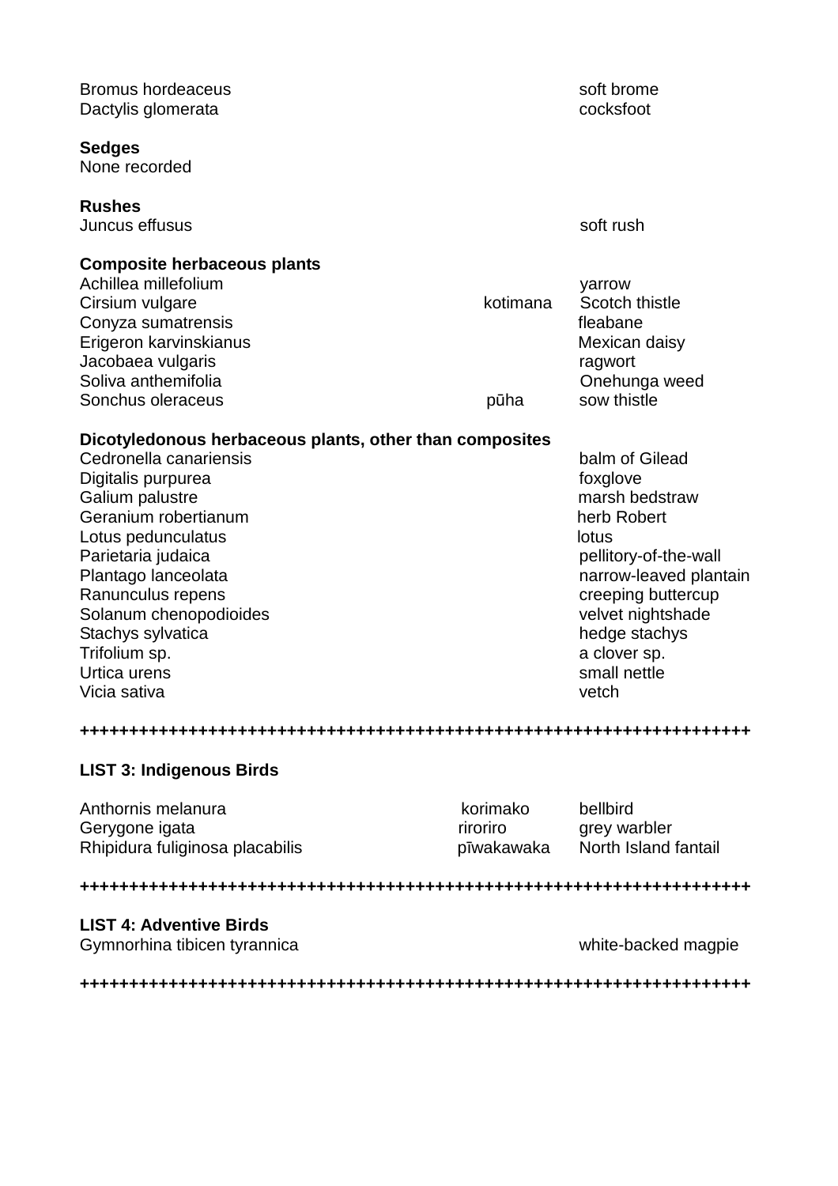| | | |
|---|---|---|
| Bromus hordeaceus | | soft brome |
| Dactylis glomerata | | cocksfoot |

**Sedges**

None recorded

**Rushes**

| | | |
|---|---|---|
| Juncus effusus | | soft rush |

**Composite herbaceous plants**

| | | |
|---|---|---|
| Achillea millefolium | | yarrow |
| Cirsium vulgare | kotimana | Scotch thistle |
| Conyza sumatrensis | | fleabane |
| Erigeron karvinskianus | | Mexican daisy |
| Jacobaea vulgaris | | ragwort |
| Soliva anthemifolia | | Onehunga weed |
| Sonchus oleraceus | pūha | sow thistle |

**Dicotyledonous herbaceous plants, other than composites**

| | | |
|---|---|---|
| Cedronella canariensis | | balm of Gilead |
| Digitalis purpurea | | foxglove |
| Galium palustre | | marsh bedstraw |
| Geranium robertianum | | herb Robert |
| Lotus pedunculatus | | lotus |
| Parietaria judaica | | pellitory-of-the-wall |
| Plantago lanceolata | | narrow-leaved plantain |
| Ranunculus repens | | creeping buttercup |
| Solanum chenopodioides | | velvet nightshade |
| Stachys sylvatica | | hedge stachys |
| Trifolium sp. | | a clover sp. |
| Urtica urens | | small nettle |
| Vicia sativa | | vetch |

++++++++++++++++++++++++++++++++++++++++++++++++++++++++++++++++++++

**LIST 3: Indigenous Birds**

| | | |
|---|---|---|
| Anthornis melanura | korimako | bellbird |
| Gerygone igata | riroriro | grey warbler |
| Rhipidura fuliginosa placabilis | pīwakawaka | North Island fantail |

++++++++++++++++++++++++++++++++++++++++++++++++++++++++++++++++++++

**LIST 4: Adventive Birds**

| | |
|---|---|
| Gymnorhina tibicen tyrannica | white-backed magpie |

++++++++++++++++++++++++++++++++++++++++++++++++++++++++++++++++++++